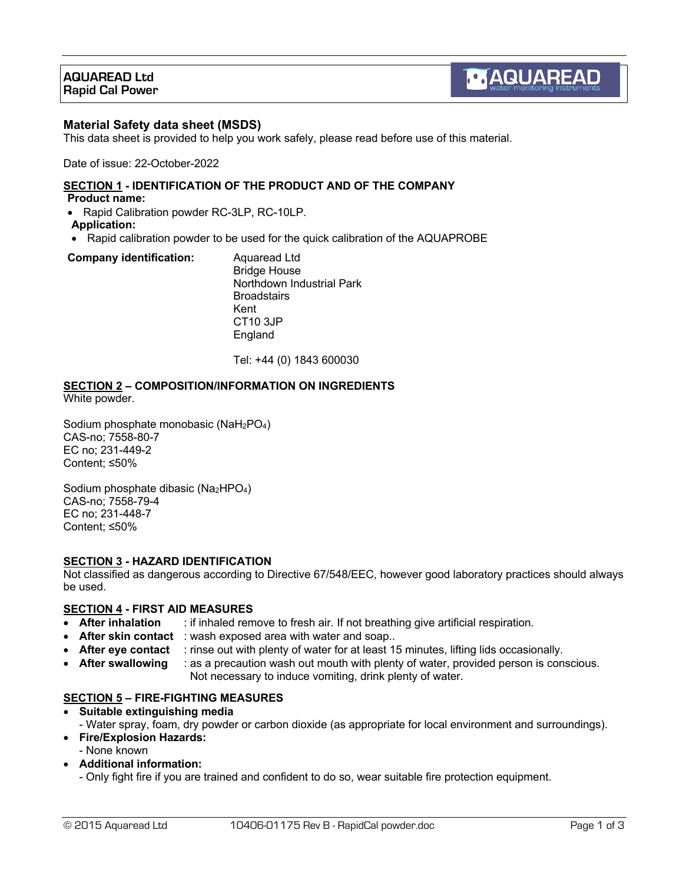**AQUAREAD Ltd**
**Rapid Cal Power**

## Material Safety data sheet (MSDS)

This data sheet is provided to help you work safely, please read before use of this material.

Date of issue: 22-October-2022

### SECTION 1 - IDENTIFICATION OF THE PRODUCT AND OF THE COMPANY

**Product name:**

- Rapid Calibration powder RC-3LP, RC-10LP.

**Application:**

- Rapid calibration powder to be used for the quick calibration of the AQUAPROBE

**Company identification:**

Aquaread Ltd
Bridge House
Northdown Industrial Park
Broadstairs
Kent
CT10 3JP
England

Tel: +44 (0) 1843 600030

### SECTION 2 – COMPOSITION/INFORMATION ON INGREDIENTS

White powder.

Sodium phosphate monobasic ($NaH_2PO_4$)
CAS-no; 7558-80-7
EC no; 231-449-2
Content; ≤50%

Sodium phosphate dibasic ($Na_2HPO_4$)
CAS-no; 7558-79-4
EC no; 231-448-7
Content; ≤50%

### SECTION 3 - HAZARD IDENTIFICATION

Not classified as dangerous according to Directive 67/548/EEC, however good laboratory practices should always be used.

### SECTION 4 - FIRST AID MEASURES

- **After inhalation** : if inhaled remove to fresh air. If not breathing give artificial respiration.
- **After skin contact** : wash exposed area with water and soap..
- **After eye contact** : rinse out with plenty of water for at least 15 minutes, lifting lids occasionally.
- **After swallowing** : as a precaution wash out mouth with plenty of water, provided person is conscious. Not necessary to induce vomiting, drink plenty of water.

### SECTION 5 – FIRE-FIGHTING MEASURES

- **Suitable extinguishing media**
  - Water spray, foam, dry powder or carbon dioxide (as appropriate for local environment and surroundings).
- **Fire/Explosion Hazards:**
  - None known
- **Additional information:**
  - Only fight fire if you are trained and confident to do so, wear suitable fire protection equipment.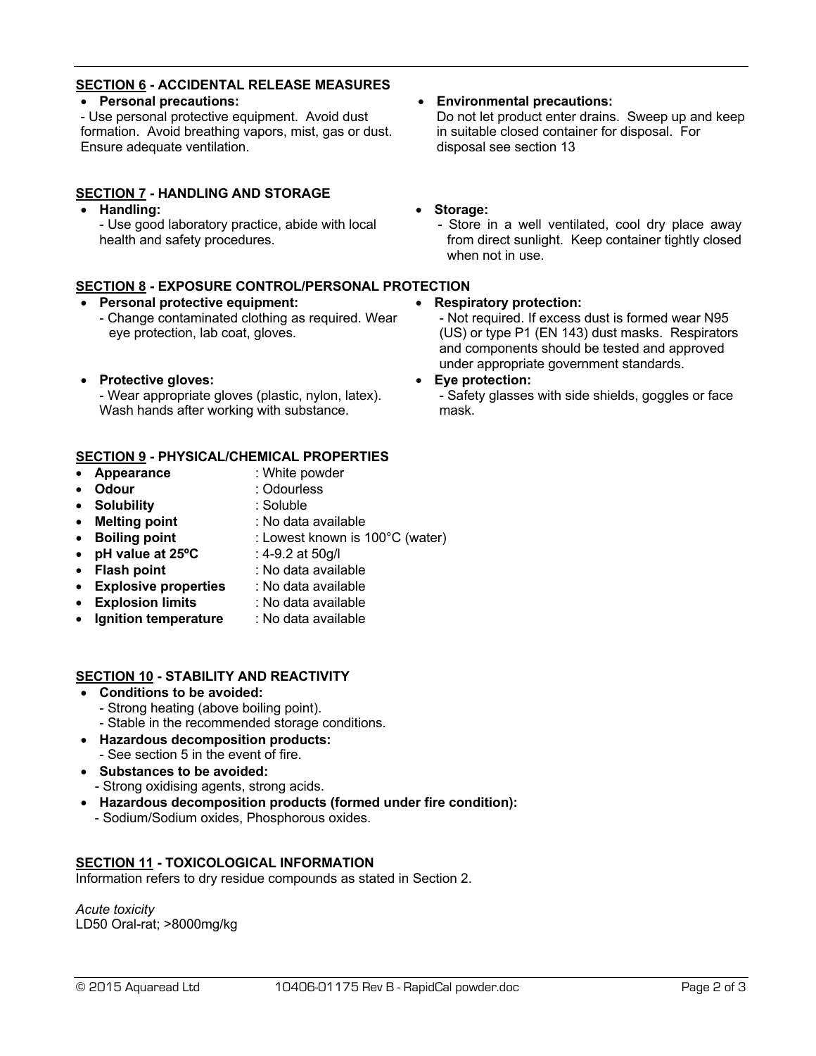## SECTION 6 - ACCIDENTAL RELEASE MEASURES

- **Personal precautions:**
  - Use personal protective equipment. Avoid dust formation. Avoid breathing vapors, mist, gas or dust. Ensure adequate ventilation.
- **Environmental precautions:**
  Do not let product enter drains. Sweep up and keep in suitable closed container for disposal. For disposal see section 13

## SECTION 7 - HANDLING AND STORAGE

- **Handling:**
  - Use good laboratory practice, abide with local health and safety procedures.
- **Storage:**
  - Store in a well ventilated, cool dry place away from direct sunlight. Keep container tightly closed when not in use.

## SECTION 8 - EXPOSURE CONTROL/PERSONAL PROTECTION

- **Personal protective equipment:**
  - Change contaminated clothing as required. Wear eye protection, lab coat, gloves.
- **Protective gloves:**
  - Wear appropriate gloves (plastic, nylon, latex). Wash hands after working with substance.
- **Respiratory protection:**
  - Not required. If excess dust is formed wear N95 (US) or type P1 (EN 143) dust masks. Respirators and components should be tested and approved under appropriate government standards.
- **Eye protection:**
  - Safety glasses with side shields, goggles or face mask.

## SECTION 9 - PHYSICAL/CHEMICAL PROPERTIES

- **Appearance** : White powder
- **Odour** : Odourless
- **Solubility** : Soluble
- **Melting point** : No data available
- **Boiling point** : Lowest known is 100°C (water)
- **pH value at 25ºC** : 4-9.2 at 50g/l
- **Flash point** : No data available
- **Explosive properties** : No data available
- **Explosion limits** : No data available
- **Ignition temperature** : No data available

## SECTION 10 - STABILITY AND REACTIVITY

- **Conditions to be avoided:**
  - Strong heating (above boiling point).
  - Stable in the recommended storage conditions.
- **Hazardous decomposition products:**
  - See section 5 in the event of fire.
- **Substances to be avoided:**
  - Strong oxidising agents, strong acids.
- **Hazardous decomposition products (formed under fire condition):**
  - Sodium/Sodium oxides, Phosphorous oxides.

## SECTION 11 - TOXICOLOGICAL INFORMATION

Information refers to dry residue compounds as stated in Section 2.

*Acute toxicity*

LD50 Oral-rat; >8000mg/kg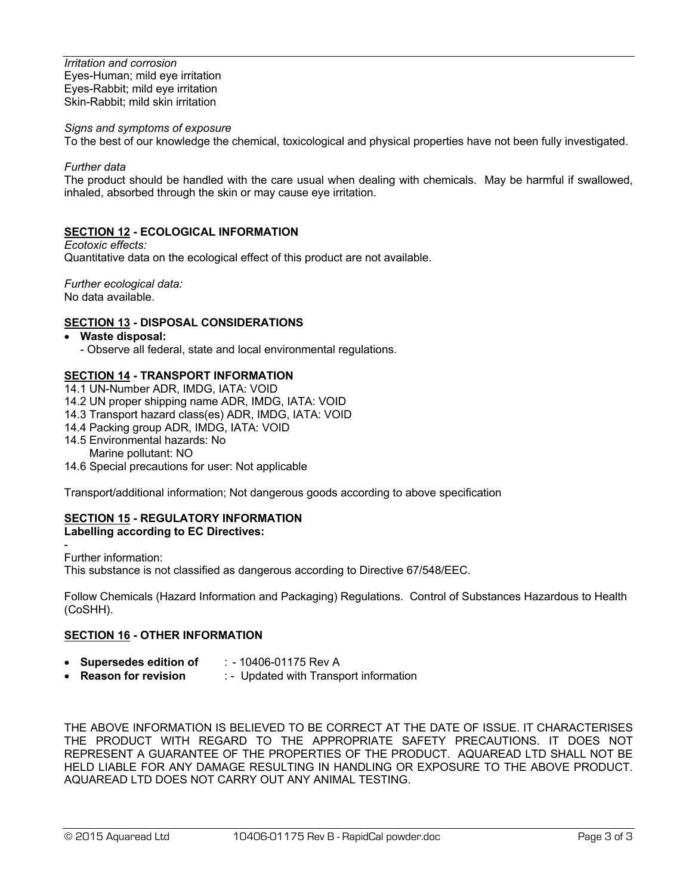*Irritation and corrosion*
Eyes-Human; mild eye irritation
Eyes-Rabbit; mild eye irritation
Skin-Rabbit; mild skin irritation

*Signs and symptoms of exposure*
To the best of our knowledge the chemical, toxicological and physical properties have not been fully investigated.

*Further data*
The product should be handled with the care usual when dealing with chemicals. May be harmful if swallowed, inhaled, absorbed through the skin or may cause eye irritation.

## SECTION 12 - ECOLOGICAL INFORMATION

*Ecotoxic effects:*
Quantitative data on the ecological effect of this product are not available.

*Further ecological data:*
No data available.

## SECTION 13 - DISPOSAL CONSIDERATIONS

- **Waste disposal:**
  - Observe all federal, state and local environmental regulations.

## SECTION 14 - TRANSPORT INFORMATION

14.1 UN-Number ADR, IMDG, IATA: VOID
14.2 UN proper shipping name ADR, IMDG, IATA: VOID
14.3 Transport hazard class(es) ADR, IMDG, IATA: VOID
14.4 Packing group ADR, IMDG, IATA: VOID
14.5 Environmental hazards: No
    Marine pollutant: NO
14.6 Special precautions for user: Not applicable

Transport/additional information; Not dangerous goods according to above specification

## SECTION 15 - REGULATORY INFORMATION

**Labelling according to EC Directives:**

-

Further information:
This substance is not classified as dangerous according to Directive 67/548/EEC.

Follow Chemicals (Hazard Information and Packaging) Regulations. Control of Substances Hazardous to Health (CoSHH).

## SECTION 16 - OTHER INFORMATION

- **Supersedes edition of** : - 10406-01175 Rev A
- **Reason for revision** : - Updated with Transport information

THE ABOVE INFORMATION IS BELIEVED TO BE CORRECT AT THE DATE OF ISSUE. IT CHARACTERISES THE PRODUCT WITH REGARD TO THE APPROPRIATE SAFETY PRECAUTIONS. IT DOES NOT REPRESENT A GUARANTEE OF THE PROPERTIES OF THE PRODUCT. AQUAREAD LTD SHALL NOT BE HELD LIABLE FOR ANY DAMAGE RESULTING IN HANDLING OR EXPOSURE TO THE ABOVE PRODUCT. AQUAREAD LTD DOES NOT CARRY OUT ANY ANIMAL TESTING.